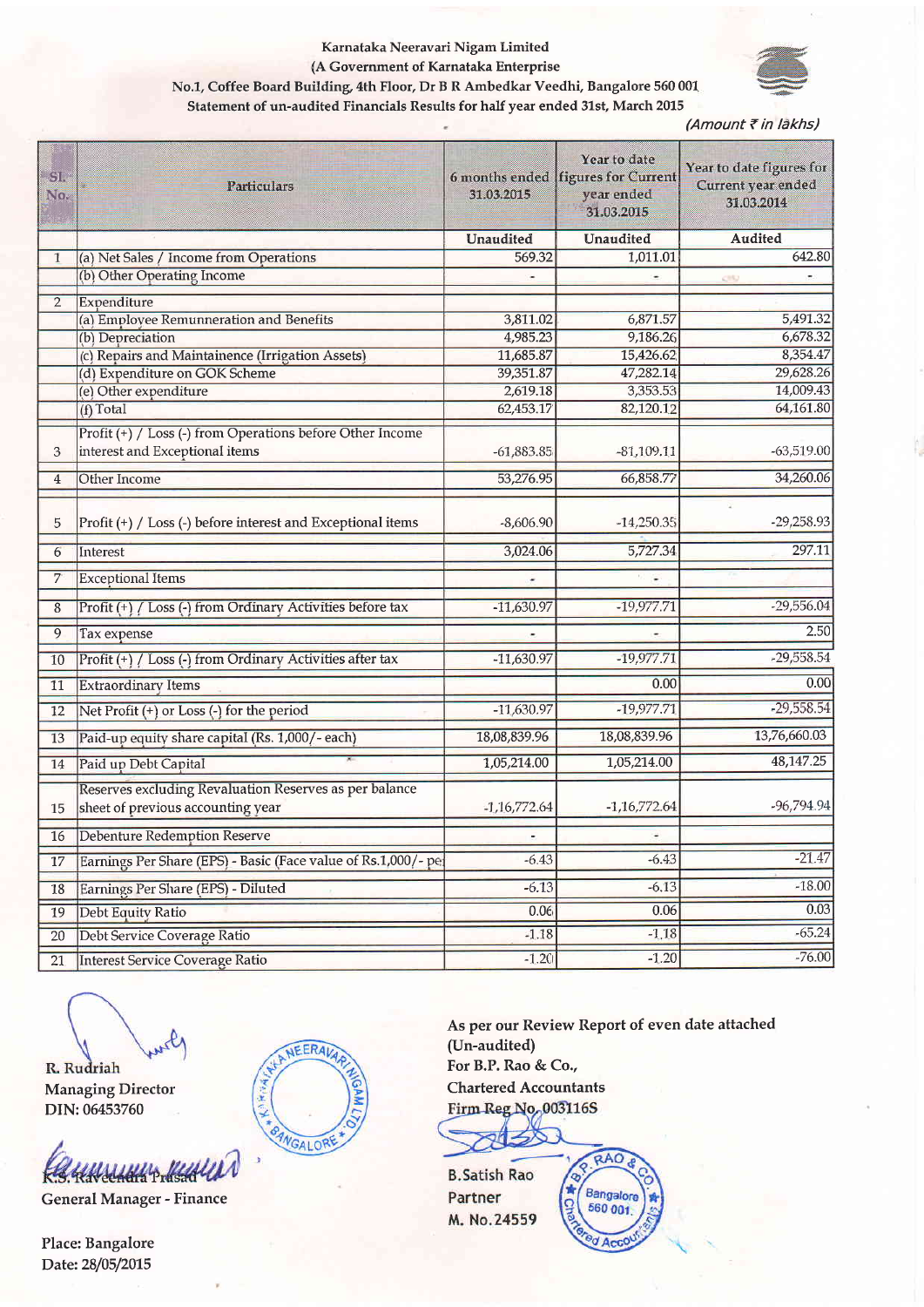Karnataka Neeravari Nigam Limited

(A Government of Karnataka Enterprise

No.1, Coffee Board Building, 4th Floor, Dr B R Ambedkar Veedhi, Bangalore 560 001

Statement of un-audited Financials Results for half year ended 31st, March 2015

*(Amount ₹ in lakhs)*

| Sl. No. | Particulars | 6 months ended 31.03.2015 | Year to date figures for Current year ended 31.03.2015 | Year to date figures for Current year ended 31.03.2014 |
|---|---|---|---|---|
| | | Unaudited | Unaudited | Audited |
| 1 | (a) Net Sales / Income from Operations | 569.32 | 1,011.01 | 642.80 |
| | (b) Other Operating Income | - | - | - |
| 2 | Expenditure | | | |
| | (a) Employee Remunneration and Benefits | 3,811.02 | 6,871.57 | 5,491.32 |
| | (b) Depreciation | 4,985.23 | 9,186.26 | 6,678.32 |
| | (c) Repairs and Maintainence (Irrigation Assets) | 11,685.87 | 15,426.62 | 8,354.47 |
| | (d) Expenditure on GOK Scheme | 39,351.87 | 47,282.14 | 29,628.26 |
| | (e) Other expenditure | 2,619.18 | 3,353.53 | 14,009.43 |
| | (f) Total | 62,453.17 | 82,120.12 | 64,161.80 |
| 3 | Profit (+) / Loss (-) from Operations before Other Income interest and Exceptional items | -61,883.85 | -81,109.11 | -63,519.00 |
| 4 | Other Income | 53,276.95 | 66,858.77 | 34,260.06 |
| 5 | Profit (+) / Loss (-) before interest and Exceptional items | -8,606.90 | -14,250.35 | -29,258.93 |
| 6 | Interest | 3,024.06 | 5,727.34 | 297.11 |
| 7 | Exceptional Items | - | - | |
| 8 | Profit (+) / Loss (-) from Ordinary Activities before tax | -11,630.97 | -19,977.71 | -29,556.04 |
| 9 | Tax expense | - | - | 2.50 |
| 10 | Profit (+) / Loss (-) from Ordinary Activities after tax | -11,630.97 | -19,977.71 | -29,558.54 |
| 11 | Extraordinary Items | | 0.00 | 0.00 |
| 12 | Net Profit (+) or Loss (-) for the period | -11,630.97 | -19,977.71 | -29,558.54 |
| 13 | Paid-up equity share capital (Rs. 1,000/- each) | 18,08,839.96 | 18,08,839.96 | 13,76,660.03 |
| 14 | Paid up Debt Capital | 1,05,214.00 | 1,05,214.00 | 48,147.25 |
| 15 | Reserves excluding Revaluation Reserves as per balance sheet of previous accounting year | -1,16,772.64 | -1,16,772.64 | -96,794.94 |
| 16 | Debenture Redemption Reserve | - | - | |
| 17 | Earnings Per Share (EPS) - Basic (Face value of Rs.1,000/- pe | -6.43 | -6.43 | -21.47 |
| 18 | Earnings Per Share (EPS) - Diluted | -6.13 | -6.13 | -18.00 |
| 19 | Debt Equity Ratio | 0.06 | 0.06 | 0.03 |
| 20 | Debt Service Coverage Ratio | -1.18 | -1.18 | -65.24 |
| 21 | Interest Service Coverage Ratio | -1.20 | -1.20 | -76.00 |

R. Rudriah
Managing Director
DIN: 06453760

K.S. Raveendra Prasad
General Manager - Finance

Place: Bangalore
Date: 28/05/2015

As per our Review Report of even date attached
(Un-audited)
For B.P. Rao & Co.,
Chartered Accountants
Firm Reg No. 003116S

B.Satish Rao
Partner
M. No. 24559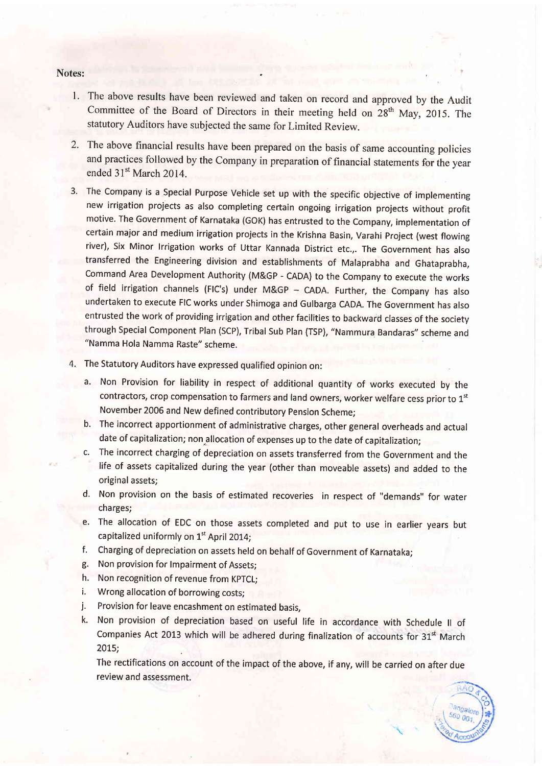**Notes:**

1. The above results have been reviewed and taken on record and approved by the Audit Committee of the Board of Directors in their meeting held on 28th May, 2015. The statutory Auditors have subjected the same for Limited Review.
2. The above financial results have been prepared on the basis of same accounting policies and practices followed by the Company in preparation of financial statements for the year ended 31st March 2014.
3. The Company is a Special Purpose Vehicle set up with the specific objective of implementing new irrigation projects as also completing certain ongoing irrigation projects without profit motive. The Government of Karnataka (GOK) has entrusted to the Company, implementation of certain major and medium irrigation projects in the Krishna Basin, Varahi Project (west flowing river), Six Minor Irrigation works of Uttar Kannada District etc.,. The Government has also transferred the Engineering division and establishments of Malaprabha and Ghataprabha, Command Area Development Authority (M&GP - CADA) to the Company to execute the works of field irrigation channels (FIC's) under M&GP – CADA. Further, the Company has also undertaken to execute FIC works under Shimoga and Gulbarga CADA. The Government has also entrusted the work of providing irrigation and other facilities to backward classes of the society through Special Component Plan (SCP), Tribal Sub Plan (TSP), "Nammura Bandaras" scheme and "Namma Hola Namma Raste" scheme.
4. The Statutory Auditors have expressed qualified opinion on:
   a. Non Provision for liability in respect of additional quantity of works executed by the contractors, crop compensation to farmers and land owners, worker welfare cess prior to 1st November 2006 and New defined contributory Pension Scheme;
   b. The incorrect apportionment of administrative charges, other general overheads and actual date of capitalization; non allocation of expenses up to the date of capitalization;
   c. The incorrect charging of depreciation on assets transferred from the Government and the life of assets capitalized during the year (other than moveable assets) and added to the original assets;
   d. Non provision on the basis of estimated recoveries in respect of "demands" for water charges;
   e. The allocation of EDC on those assets completed and put to use in earlier years but capitalized uniformly on 1st April 2014;
   f. Charging of depreciation on assets held on behalf of Government of Karnataka;
   g. Non provision for Impairment of Assets;
   h. Non recognition of revenue from KPTCL;
   i. Wrong allocation of borrowing costs;
   j. Provision for leave encashment on estimated basis,
   k. Non provision of depreciation based on useful life in accordance with Schedule II of Companies Act 2013 which will be adhered during finalization of accounts for 31st March 2015;

   The rectifications on account of the impact of the above, if any, will be carried on after due review and assessment.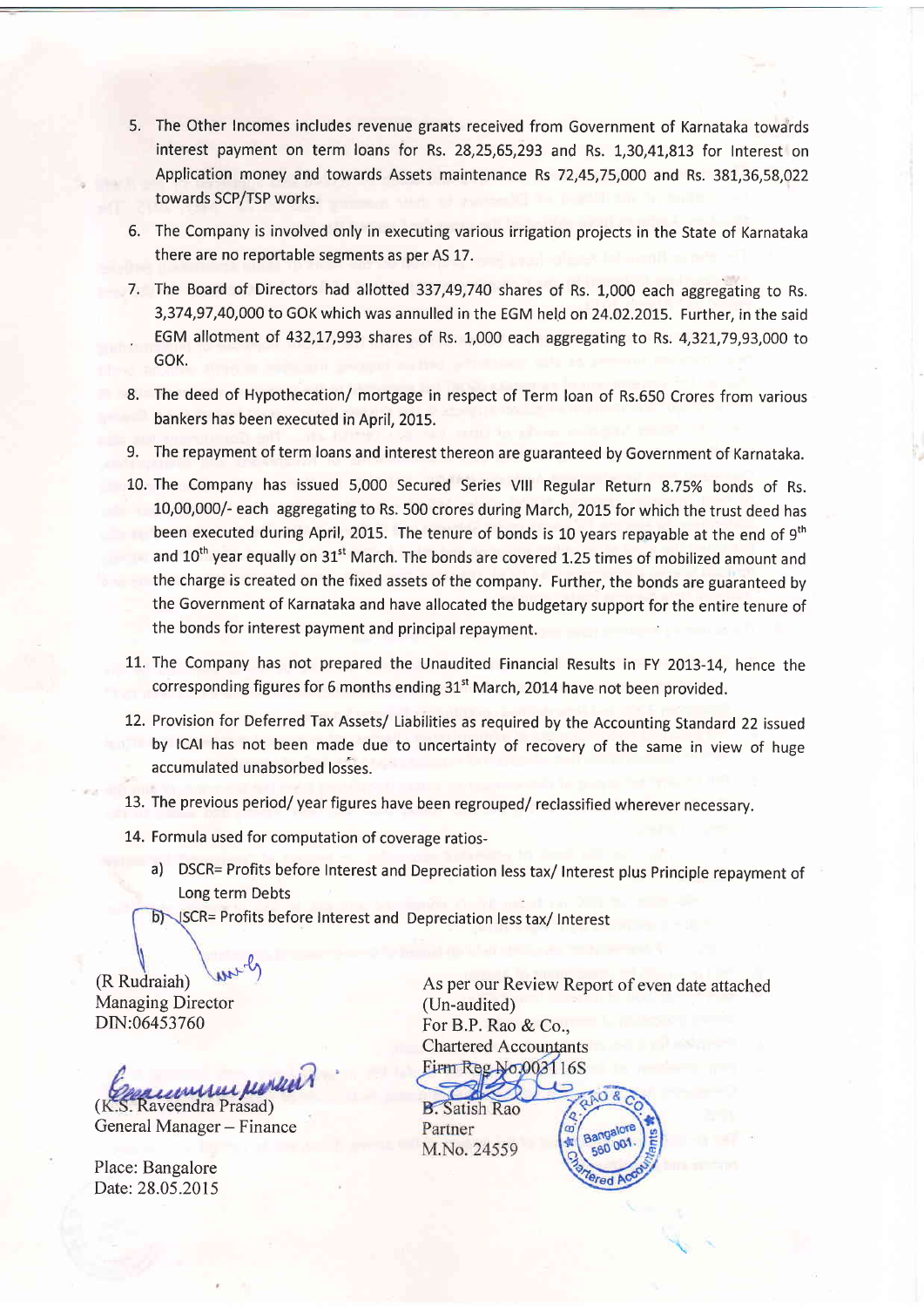5. The Other Incomes includes revenue grants received from Government of Karnataka towards interest payment on term loans for Rs. 28,25,65,293 and Rs. 1,30,41,813 for Interest on Application money and towards Assets maintenance Rs 72,45,75,000 and Rs. 381,36,58,022 towards SCP/TSP works.

6. The Company is involved only in executing various irrigation projects in the State of Karnataka there are no reportable segments as per AS 17.

7. The Board of Directors had allotted 337,49,740 shares of Rs. 1,000 each aggregating to Rs. 3,374,97,40,000 to GOK which was annulled in the EGM held on 24.02.2015. Further, in the said EGM allotment of 432,17,993 shares of Rs. 1,000 each aggregating to Rs. 4,321,79,93,000 to GOK.

8. The deed of Hypothecation/ mortgage in respect of Term loan of Rs.650 Crores from various bankers has been executed in April, 2015.

9. The repayment of term loans and interest thereon are guaranteed by Government of Karnataka.

10. The Company has issued 5,000 Secured Series VIII Regular Return 8.75% bonds of Rs. 10,00,000/- each aggregating to Rs. 500 crores during March, 2015 for which the trust deed has been executed during April, 2015. The tenure of bonds is 10 years repayable at the end of 9th and 10th year equally on 31st March. The bonds are covered 1.25 times of mobilized amount and the charge is created on the fixed assets of the company. Further, the bonds are guaranteed by the Government of Karnataka and have allocated the budgetary support for the entire tenure of the bonds for interest payment and principal repayment.

11. The Company has not prepared the Unaudited Financial Results in FY 2013-14, hence the corresponding figures for 6 months ending 31st March, 2014 have not been provided.

12. Provision for Deferred Tax Assets/ Liabilities as required by the Accounting Standard 22 issued by ICAI has not been made due to uncertainty of recovery of the same in view of huge accumulated unabsorbed losses.

13. The previous period/ year figures have been regrouped/ reclassified wherever necessary.

14. Formula used for computation of coverage ratios-
    a) DSCR= Profits before Interest and Depreciation less tax/ Interest plus Principle repayment of Long term Debts
    b) ISCR= Profits before Interest and Depreciation less tax/ Interest

(R Rudraiah)
Managing Director
DIN:06453760

(K.S. Raveendra Prasad)
General Manager – Finance

Place: Bangalore
Date: 28.05.2015

As per our Review Report of even date attached
(Un-audited)
For B.P. Rao & Co.,
Chartered Accountants
Firm Reg No.003116S

B. Satish Rao
Partner
M.No. 24559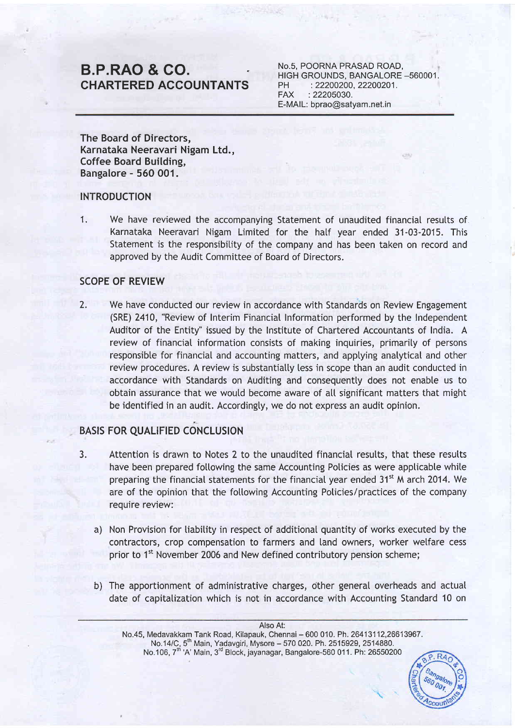# B.P.RAO & CO.
## CHARTERED ACCOUNTANTS

No.5, POORNA PRASAD ROAD,
HIGH GROUNDS, BANGALORE –560001.
PH : 22200200, 22200201.
FAX : 22205030.
E-MAIL: bprao@satyam.net.in

**The Board of Directors,**
**Karnataka Neeravari Nigam Ltd.,**
**Coffee Board Building,**
**Bangalore - 560 001.**

## INTRODUCTION

1. We have reviewed the accompanying Statement of unaudited financial results of Karnataka Neeravari Nigam Limited for the half year ended 31-03-2015. This Statement is the responsibility of the company and has been taken on record and approved by the Audit Committee of Board of Directors.

## SCOPE OF REVIEW

2. We have conducted our review in accordance with Standards on Review Engagement (SRE) 2410, "Review of Interim Financial Information performed by the Independent Auditor of the Entity" issued by the Institute of Chartered Accountants of India. A review of financial information consists of making inquiries, primarily of persons responsible for financial and accounting matters, and applying analytical and other review procedures. A review is substantially less in scope than an audit conducted in accordance with Standards on Auditing and consequently does not enable us to obtain assurance that we would become aware of all significant matters that might be identified in an audit. Accordingly, we do not express an audit opinion.

## BASIS FOR QUALIFIED CONCLUSION

3. Attention is drawn to Notes 2 to the unaudited financial results, that these results have been prepared following the same Accounting Policies as were applicable while preparing the financial statements for the financial year ended 31st M arch 2014. We are of the opinion that the following Accounting Policies/practices of the company require review:

   a) Non Provision for liability in respect of additional quantity of works executed by the contractors, crop compensation to farmers and land owners, worker welfare cess prior to 1st November 2006 and New defined contributory pension scheme;

   b) The apportionment of administrative charges, other general overheads and actual date of capitalization which is not in accordance with Accounting Standard 10 on

Also At:
No.45, Medavakkam Tank Road, Kilapauk, Chennai – 600 010. Ph. 26413112,26613967.
No.14/C, 5th Main, Yadavgiri, Mysore – 570 020. Ph. 2515929, 2514880.
No.106, 7th 'A' Main, 3rd Block, jayanagar, Bangalore-560 011. Ph: 26550200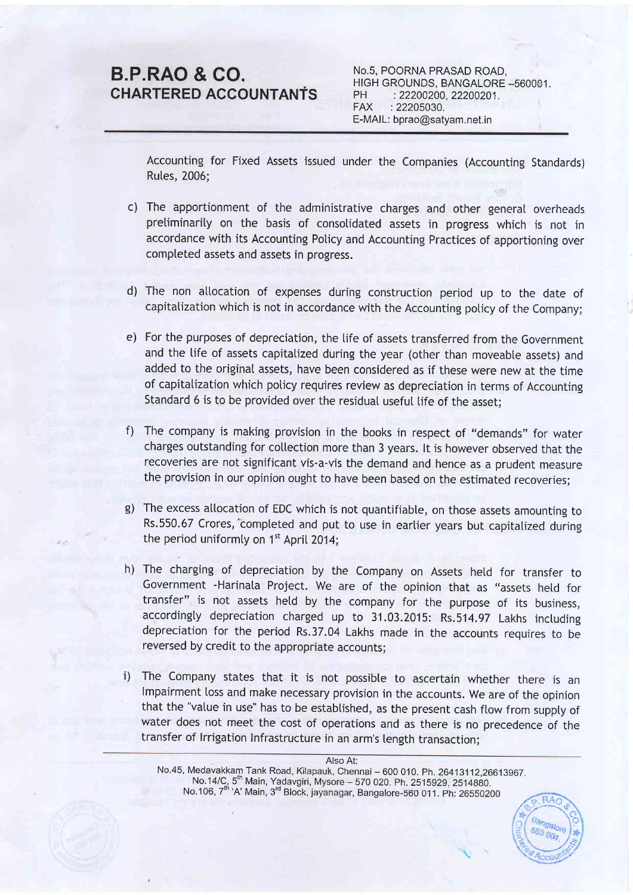Accounting for Fixed Assets issued under the Companies (Accounting Standards) Rules, 2006;

c) The apportionment of the administrative charges and other general overheads preliminarily on the basis of consolidated assets in progress which is not in accordance with its Accounting Policy and Accounting Practices of apportioning over completed assets and assets in progress.

d) The non allocation of expenses during construction period up to the date of capitalization which is not in accordance with the Accounting policy of the Company;

e) For the purposes of depreciation, the life of assets transferred from the Government and the life of assets capitalized during the year (other than moveable assets) and added to the original assets, have been considered as if these were new at the time of capitalization which policy requires review as depreciation in terms of Accounting Standard 6 is to be provided over the residual useful life of the asset;

f) The company is making provision in the books in respect of "demands" for water charges outstanding for collection more than 3 years. It is however observed that the recoveries are not significant vis-a-vis the demand and hence as a prudent measure the provision in our opinion ought to have been based on the estimated recoveries;

g) The excess allocation of EDC which is not quantifiable, on those assets amounting to Rs.550.67 Crores, completed and put to use in earlier years but capitalized during the period uniformly on 1[st] April 2014;

h) The charging of depreciation by the Company on Assets held for transfer to Government -Harinala Project. We are of the opinion that as "assets held for transfer" is not assets held by the company for the purpose of its business, accordingly depreciation charged up to 31.03.2015: Rs.514.97 Lakhs including depreciation for the period Rs.37.04 Lakhs made in the accounts requires to be reversed by credit to the appropriate accounts;

i) The Company states that it is not possible to ascertain whether there is an Impairment loss and make necessary provision in the accounts. We are of the opinion that the "value in use" has to be established, as the present cash flow from supply of water does not meet the cost of operations and as there is no precedence of the transfer of Irrigation Infrastructure in an arm's length transaction;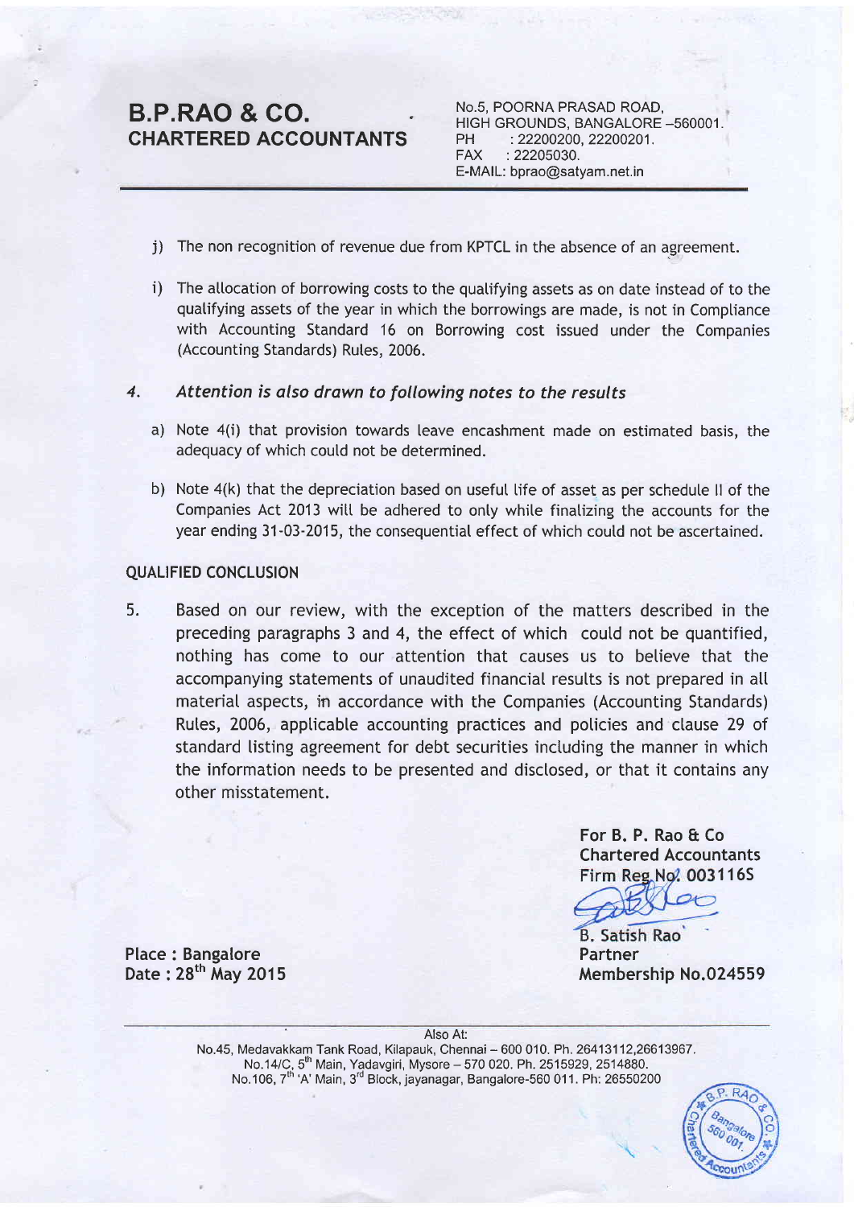## B.P.RAO & CO.
## CHARTERED ACCOUNTANTS

No.5, POORNA PRASAD ROAD,
HIGH GROUNDS, BANGALORE –560001.
PH : 22200200, 22200201.
FAX : 22205030.
E-MAIL: bprao@satyam.net.in

---

j) The non recognition of revenue due from KPTCL in the absence of an agreement.

i) The allocation of borrowing costs to the qualifying assets as on date instead of to the qualifying assets of the year in which the borrowings are made, is not in Compliance with Accounting Standard 16 on Borrowing cost issued under the Companies (Accounting Standards) Rules, 2006.

4. *Attention is also drawn to following notes to the results*

a) Note 4(i) that provision towards leave encashment made on estimated basis, the adequacy of which could not be determined.

b) Note 4(k) that the depreciation based on useful life of asset as per schedule II of the Companies Act 2013 will be adhered to only while finalizing the accounts for the year ending 31-03-2015, the consequential effect of which could not be ascertained.

**QUALIFIED CONCLUSION**

5. Based on our review, with the exception of the matters described in the preceding paragraphs 3 and 4, the effect of which could not be quantified, nothing has come to our attention that causes us to believe that the accompanying statements of unaudited financial results is not prepared in all material aspects, in accordance with the Companies (Accounting Standards) Rules, 2006, applicable accounting practices and policies and clause 29 of standard listing agreement for debt securities including the manner in which the information needs to be presented and disclosed, or that it contains any other misstatement.

**For B. P. Rao & Co**
**Chartered Accountants**
**Firm Reg No. 003116S**

**B. Satish Rao**
**Partner**
**Membership No.024559**

**Place : Bangalore**
**Date : 28th May 2015**

---

Also At:
No.45, Medavakkam Tank Road, Kilapauk, Chennai – 600 010. Ph. 26413112,26613967.
No.14/C, 5th Main, Yadavgiri, Mysore – 570 020. Ph. 2515929, 2514880.
No.106, 7th 'A' Main, 3rd Block, Jayanagar, Bangalore-560 011. Ph: 26550200